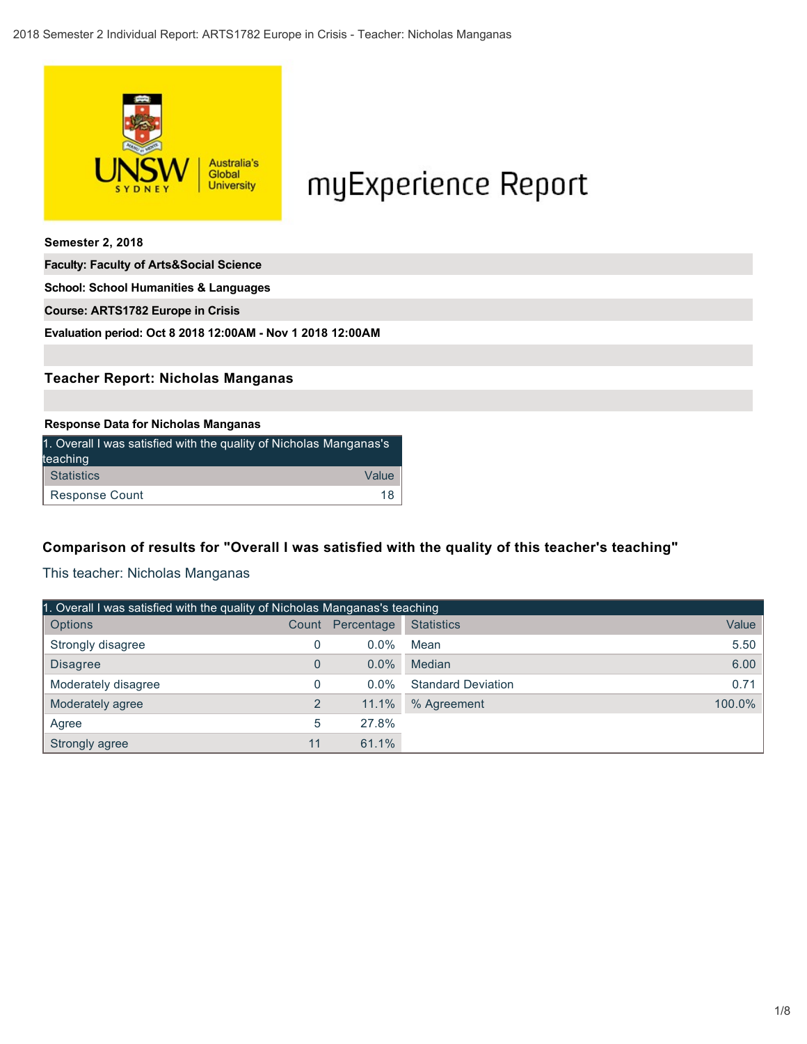# myExperience Report

**Semester 2, 2018**

**Faculty: Faculty of Arts&Social Science**

**School: School Humanities & Languages**

**Course: ARTS1782 Europe in Crisis**

**Evaluation period: Oct 8 2018 12:00AM - Nov 1 2018 12:00AM**

## Teacher Report: Nicholas Manganas

**Response Data for Nicholas Manganas**

| 1. Overall I was satisfied with the quality of Nicholas Manganas's teaching | |
|---|---|
| Statistics | Value |
| Response Count | 18 |

### Comparison of results for "Overall I was satisfied with the quality of this teacher's teaching"

This teacher: Nicholas Manganas

| 1. Overall I was satisfied with the quality of Nicholas Manganas's teaching | | | | |
|---|---|---|---|---|
| Options | Count | Percentage | Statistics | Value |
| Strongly disagree | 0 | 0.0% | Mean | 5.50 |
| Disagree | 0 | 0.0% | Median | 6.00 |
| Moderately disagree | 0 | 0.0% | Standard Deviation | 0.71 |
| Moderately agree | 2 | 11.1% | % Agreement | 100.0% |
| Agree | 5 | 27.8% | | |
| Strongly agree | 11 | 61.1% | | |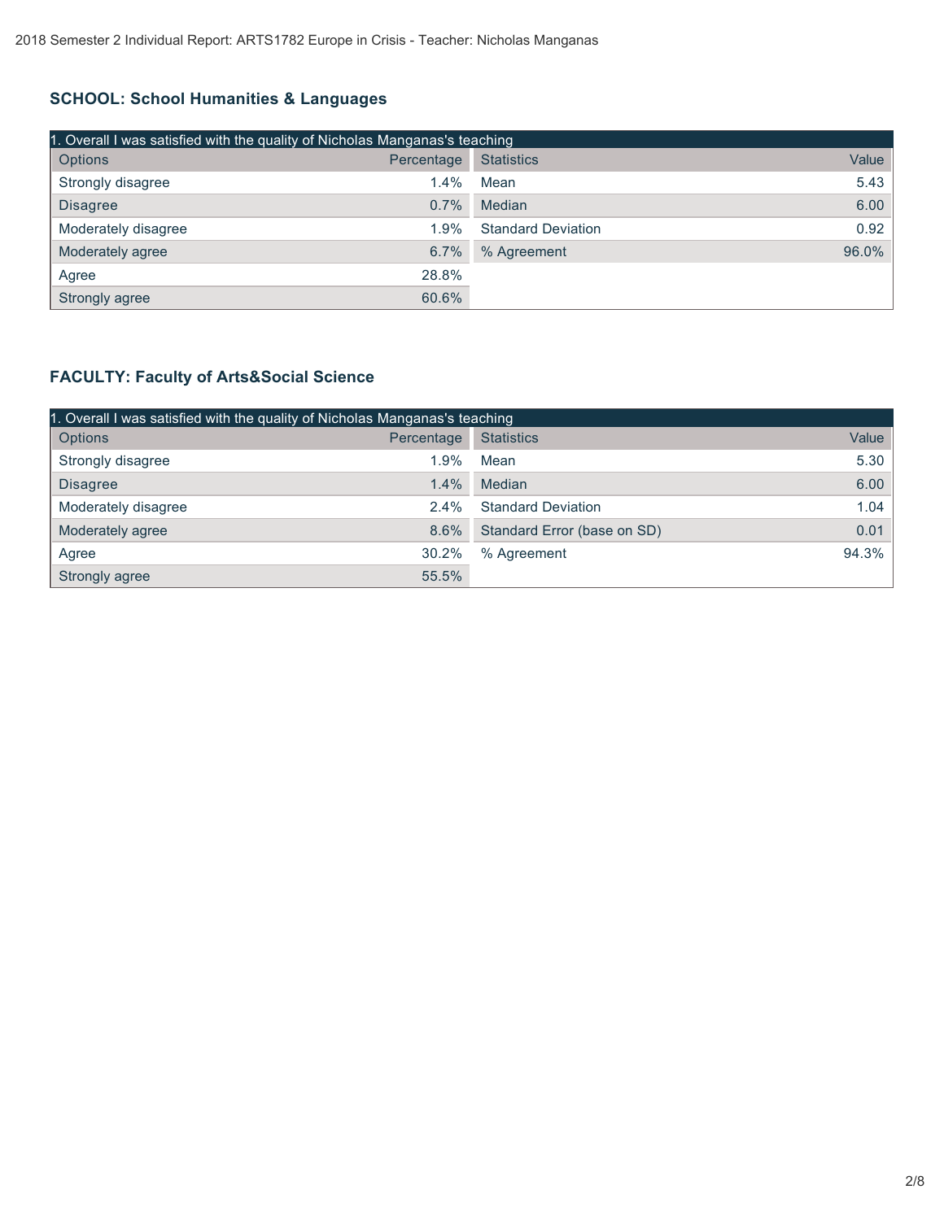## SCHOOL: School Humanities & Languages

| 1. Overall I was satisfied with the quality of Nicholas Manganas's teaching | | | |
|---|---|---|---|
| Options | Percentage | Statistics | Value |
| Strongly disagree | 1.4% | Mean | 5.43 |
| Disagree | 0.7% | Median | 6.00 |
| Moderately disagree | 1.9% | Standard Deviation | 0.92 |
| Moderately agree | 6.7% | % Agreement | 96.0% |
| Agree | 28.8% | | |
| Strongly agree | 60.6% | | |

## FACULTY: Faculty of Arts&Social Science

| 1. Overall I was satisfied with the quality of Nicholas Manganas's teaching | | | |
|---|---|---|---|
| Options | Percentage | Statistics | Value |
| Strongly disagree | 1.9% | Mean | 5.30 |
| Disagree | 1.4% | Median | 6.00 |
| Moderately disagree | 2.4% | Standard Deviation | 1.04 |
| Moderately agree | 8.6% | Standard Error (base on SD) | 0.01 |
| Agree | 30.2% | % Agreement | 94.3% |
| Strongly agree | 55.5% | | |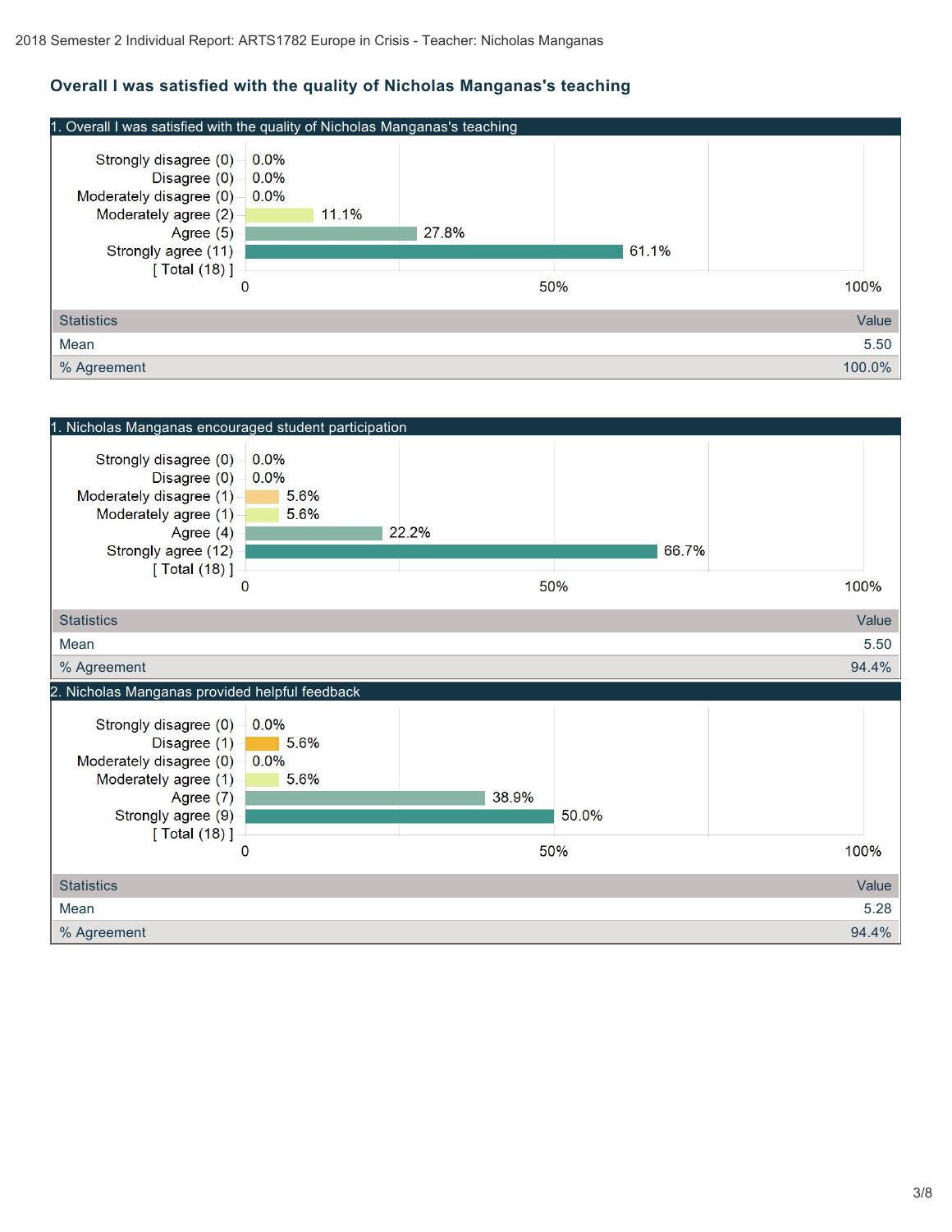## Overall I was satisfied with the quality of Nicholas Manganas's teaching

### 1. Overall I was satisfied with the quality of Nicholas Manganas's teaching

| Response | Percentage |
| --- | --- |
| Strongly disagree (0) | 0.0% |
| Disagree (0) | 0.0% |
| Moderately disagree (0) | 0.0% |
| Moderately agree (2) | 11.1% |
| Agree (5) | 27.8% |
| Strongly agree (11) | 61.1% |
| [ Total (18) ] | |

| Statistics | Value |
| --- | --- |
| Mean | 5.50 |
| % Agreement | 100.0% |

### 1. Nicholas Manganas encouraged student participation

| Response | Percentage |
| --- | --- |
| Strongly disagree (0) | 0.0% |
| Disagree (0) | 0.0% |
| Moderately disagree (1) | 5.6% |
| Moderately agree (1) | 5.6% |
| Agree (4) | 22.2% |
| Strongly agree (12) | 66.7% |
| [ Total (18) ] | |

| Statistics | Value |
| --- | --- |
| Mean | 5.50 |
| % Agreement | 94.4% |

### 2. Nicholas Manganas provided helpful feedback

| Response | Percentage |
| --- | --- |
| Strongly disagree (0) | 0.0% |
| Disagree (1) | 5.6% |
| Moderately disagree (0) | 0.0% |
| Moderately agree (1) | 5.6% |
| Agree (7) | 38.9% |
| Strongly agree (9) | 50.0% |
| [ Total (18) ] | |

| Statistics | Value |
| --- | --- |
| Mean | 5.28 |
| % Agreement | 94.4% |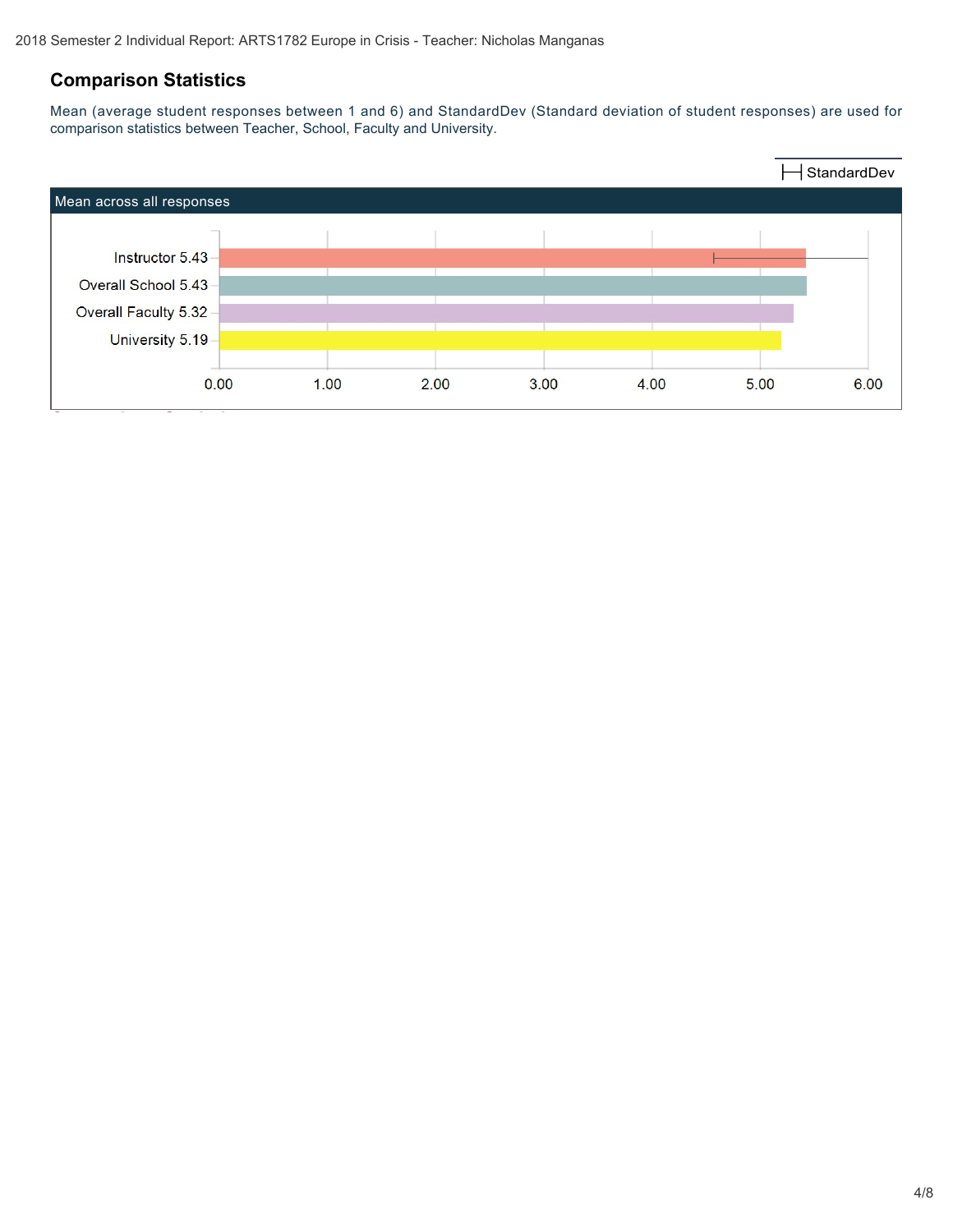## Comparison Statistics

Mean (average student responses between 1 and 6) and StandardDev (Standard deviation of student responses) are used for comparison statistics between Teacher, School, Faculty and University.

StandardDev

**Mean across all responses**

| | Mean |
| --- | --- |
| Instructor | 5.43 |
| Overall School | 5.43 |
| Overall Faculty | 5.32 |
| University | 5.19 |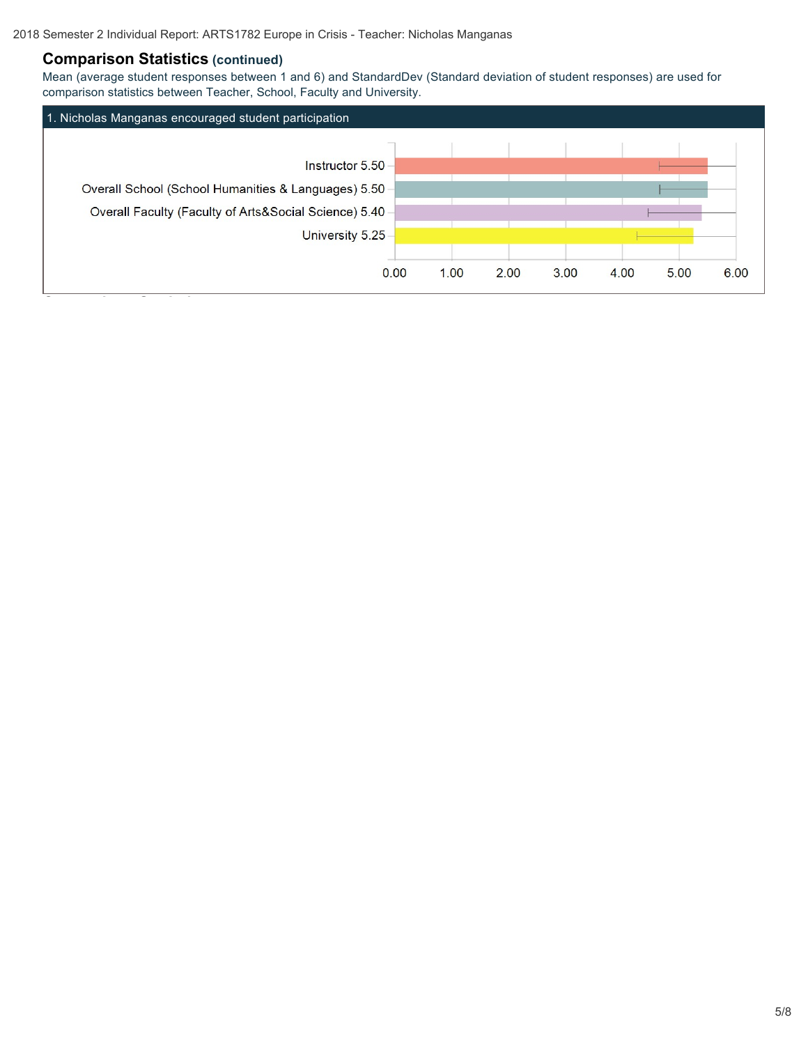## Comparison Statistics (continued)

Mean (average student responses between 1 and 6) and StandardDev (Standard deviation of student responses) are used for comparison statistics between Teacher, School, Faculty and University.

### 1. Nicholas Manganas encouraged student participation

| | Mean |
|---|---|
| Instructor | 5.50 |
| Overall School (School Humanities & Languages) | 5.50 |
| Overall Faculty (Faculty of Arts&Social Science) | 5.40 |
| University | 5.25 |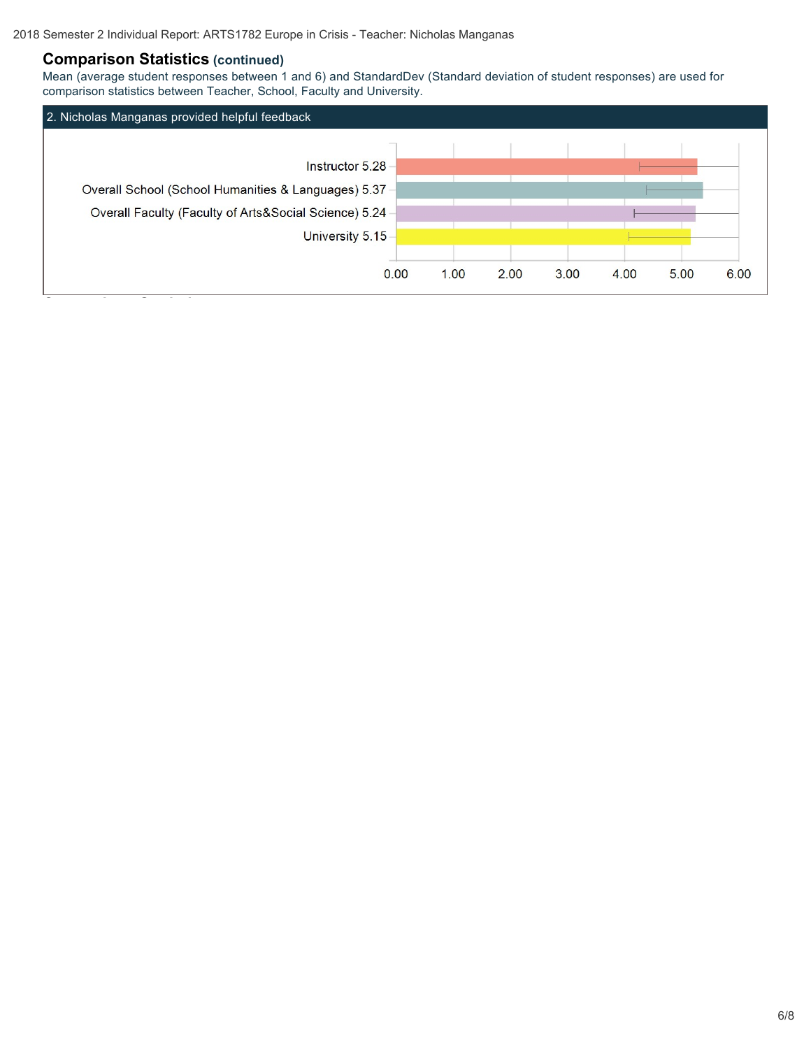## Comparison Statistics (continued)

Mean (average student responses between 1 and 6) and StandardDev (Standard deviation of student responses) are used for comparison statistics between Teacher, School, Faculty and University.

### 2. Nicholas Manganas provided helpful feedback

| | Mean |
|---|---|
| Instructor | 5.28 |
| Overall School (School Humanities & Languages) | 5.37 |
| Overall Faculty (Faculty of Arts&Social Science) | 5.24 |
| University | 5.15 |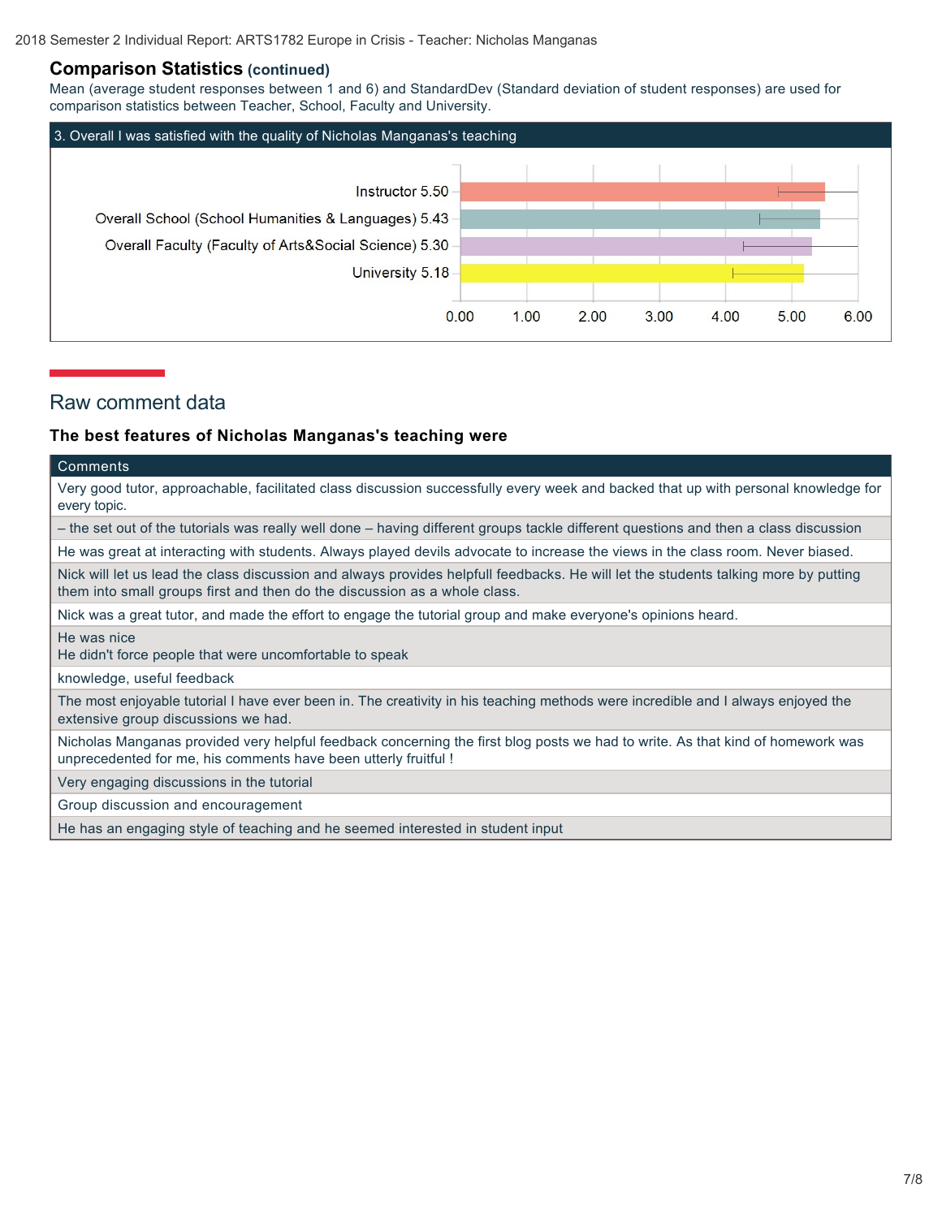## Comparison Statistics (continued)

Mean (average student responses between 1 and 6) and StandardDev (Standard deviation of student responses) are used for comparison statistics between Teacher, School, Faculty and University.

### 3. Overall I was satisfied with the quality of Nicholas Manganas's teaching

| | Mean |
| --- | --- |
| Instructor | 5.50 |
| Overall School (School Humanities & Languages) | 5.43 |
| Overall Faculty (Faculty of Arts&Social Science) | 5.30 |
| University | 5.18 |

## Raw comment data

### The best features of Nicholas Manganas's teaching were

| Comments |
| --- |
| Very good tutor, approachable, facilitated class discussion successfully every week and backed that up with personal knowledge for every topic. |
| – the set out of the tutorials was really well done – having different groups tackle different questions and then a class discussion |
| He was great at interacting with students. Always played devils advocate to increase the views in the class room. Never biased. |
| Nick will let us lead the class discussion and always provides helpfull feedbacks. He will let the students talking more by putting them into small groups first and then do the discussion as a whole class. |
| Nick was a great tutor, and made the effort to engage the tutorial group and make everyone's opinions heard. |
| He was nice<br>He didn't force people that were uncomfortable to speak |
| knowledge, useful feedback |
| The most enjoyable tutorial I have ever been in. The creativity in his teaching methods were incredible and I always enjoyed the extensive group discussions we had. |
| Nicholas Manganas provided very helpful feedback concerning the first blog posts we had to write. As that kind of homework was unprecedented for me, his comments have been utterly fruitful ! |
| Very engaging discussions in the tutorial |
| Group discussion and encouragement |
| He has an engaging style of teaching and he seemed interested in student input |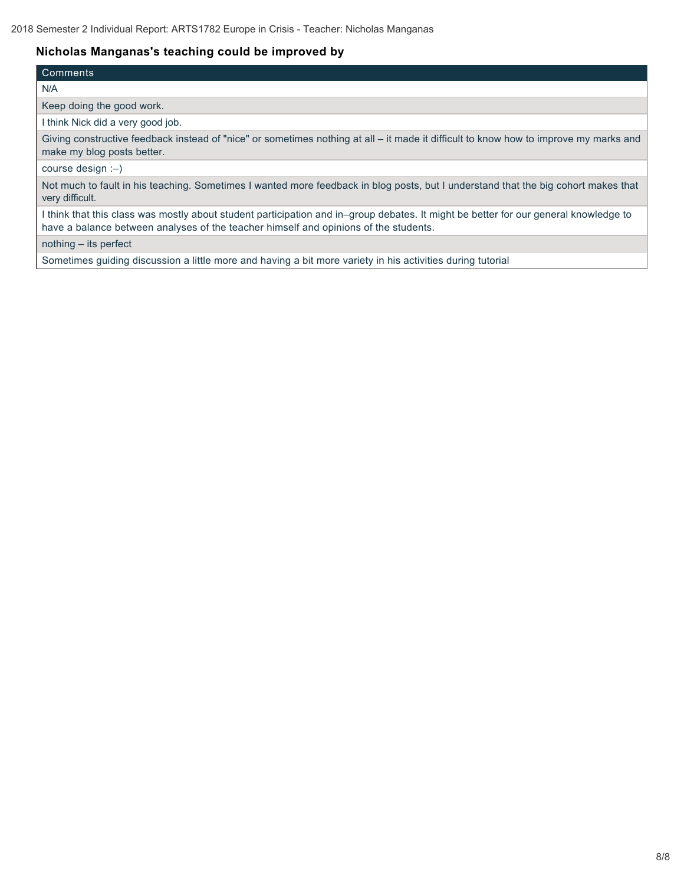### Nicholas Manganas's teaching could be improved by

| Comments |
| --- |
| N/A |
| Keep doing the good work. |
| I think Nick did a very good job. |
| Giving constructive feedback instead of "nice" or sometimes nothing at all – it made it difficult to know how to improve my marks and make my blog posts better. |
| course design :–) |
| Not much to fault in his teaching. Sometimes I wanted more feedback in blog posts, but I understand that the big cohort makes that very difficult. |
| I think that this class was mostly about student participation and in–group debates. It might be better for our general knowledge to have a balance between analyses of the teacher himself and opinions of the students. |
| nothing – its perfect |
| Sometimes guiding discussion a little more and having a bit more variety in his activities during tutorial |